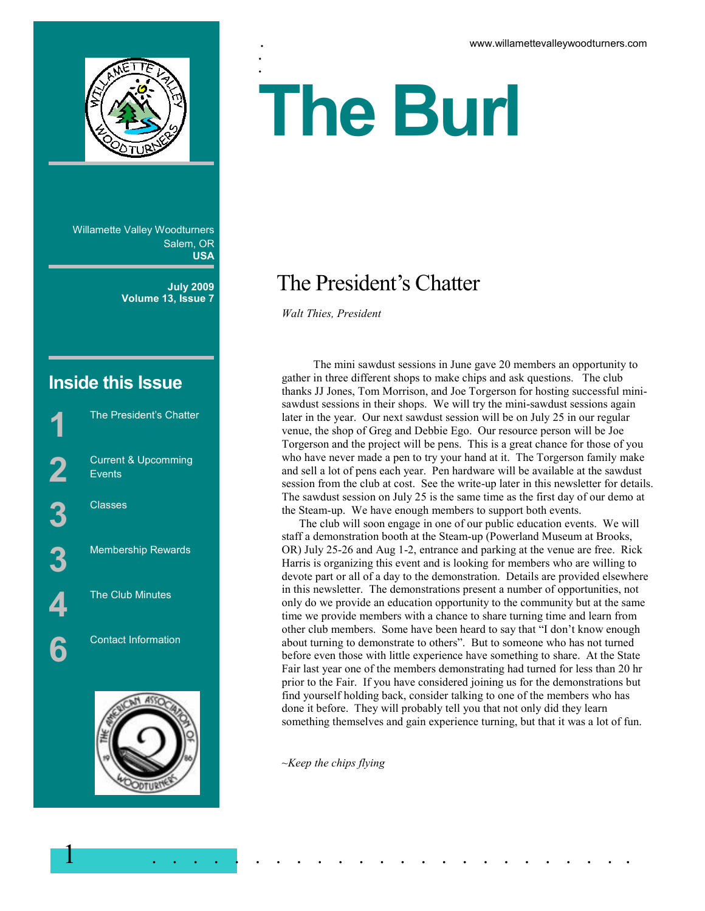www.willamettevalleywoodturners.com

# The Burl

Willamette Valley Woodturners
Salem, OR
**USA**

**July 2009**
**Volume 13, Issue 7**

## Inside this Issue

| | |
|---|---|
| 1 | The President's Chatter |
| 2 | Current & Upcomming Events |
| 3 | Classes |
| 3 | Membership Rewards |
| 4 | The Club Minutes |
| 6 | Contact Information |

## The President's Chatter

*Walt Thies, President*

The mini sawdust sessions in June gave 20 members an opportunity to gather in three different shops to make chips and ask questions. The club thanks JJ Jones, Tom Morrison, and Joe Torgerson for hosting successful mini-sawdust sessions in their shops. We will try the mini-sawdust sessions again later in the year. Our next sawdust session will be on July 25 in our regular venue, the shop of Greg and Debbie Ego. Our resource person will be Joe Torgerson and the project will be pens. This is a great chance for those of you who have never made a pen to try your hand at it. The Torgerson family make and sell a lot of pens each year. Pen hardware will be available at the sawdust session from the club at cost. See the write-up later in this newsletter for details. The sawdust session on July 25 is the same time as the first day of our demo at the Steam-up. We have enough members to support both events.

The club will soon engage in one of our public education events. We will staff a demonstration booth at the Steam-up (Powerland Museum at Brooks, OR) July 25-26 and Aug 1-2, entrance and parking at the venue are free. Rick Harris is organizing this event and is looking for members who are willing to devote part or all of a day to the demonstration. Details are provided elsewhere in this newsletter. The demonstrations present a number of opportunities, not only do we provide an education opportunity to the community but at the same time we provide members with a chance to share turning time and learn from other club members. Some have been heard to say that "I don't know enough about turning to demonstrate to others". But to someone who has not turned before even those with little experience have something to share. At the State Fair last year one of the members demonstrating had turned for less than 20 hr prior to the Fair. If you have considered joining us for the demonstrations but find yourself holding back, consider talking to one of the members who has done it before. They will probably tell you that not only did they learn something themselves and gain experience turning, but that it was a lot of fun.

*~Keep the chips flying*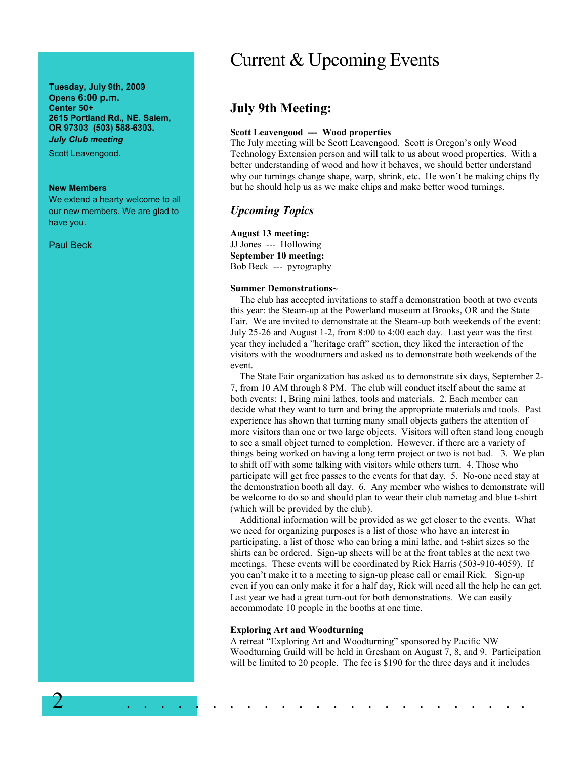**Tuesday, July 9th, 2009**
**Opens 6:00 p.m.**
**Center 50+**
**2615 Portland Rd., NE. Salem, OR 97303 (503) 588-6303.**
***July Club meeting***

Scott Leavengood.

**New Members**

We extend a hearty welcome to all our new members. We are glad to have you.

Paul Beck

# Current & Upcoming Events

## July 9th Meeting:

**Scott Leavengood --- Wood properties**

The July meeting will be Scott Leavengood. Scott is Oregon's only Wood Technology Extension person and will talk to us about wood properties. With a better understanding of wood and how it behaves, we should better understand why our turnings change shape, warp, shrink, etc. He won't be making chips fly but he should help us as we make chips and make better wood turnings.

### *Upcoming Topics*

**August 13 meeting:**
JJ Jones --- Hollowing
**September 10 meeting:**
Bob Beck --- pyrography

**Summer Demonstrations~**

The club has accepted invitations to staff a demonstration booth at two events this year: the Steam-up at the Powerland museum at Brooks, OR and the State Fair. We are invited to demonstrate at the Steam-up both weekends of the event: July 25-26 and August 1-2, from 8:00 to 4:00 each day. Last year was the first year they included a "heritage craft" section, they liked the interaction of the visitors with the woodturners and asked us to demonstrate both weekends of the event.

The State Fair organization has asked us to demonstrate six days, September 2-7, from 10 AM through 8 PM. The club will conduct itself about the same at both events: 1, Bring mini lathes, tools and materials. 2. Each member can decide what they want to turn and bring the appropriate materials and tools. Past experience has shown that turning many small objects gathers the attention of more visitors than one or two large objects. Visitors will often stand long enough to see a small object turned to completion. However, if there are a variety of things being worked on having a long term project or two is not bad. 3. We plan to shift off with some talking with visitors while others turn. 4. Those who participate will get free passes to the events for that day. 5. No-one need stay at the demonstration booth all day. 6. Any member who wishes to demonstrate will be welcome to do so and should plan to wear their club nametag and blue t-shirt (which will be provided by the club).

Additional information will be provided as we get closer to the events. What we need for organizing purposes is a list of those who have an interest in participating, a list of those who can bring a mini lathe, and t-shirt sizes so the shirts can be ordered. Sign-up sheets will be at the front tables at the next two meetings. These events will be coordinated by Rick Harris (503-910-4059). If you can't make it to a meeting to sign-up please call or email Rick. Sign-up even if you can only make it for a half day, Rick will need all the help he can get. Last year we had a great turn-out for both demonstrations. We can easily accommodate 10 people in the booths at one time.

**Exploring Art and Woodturning**

A retreat "Exploring Art and Woodturning" sponsored by Pacific NW Woodturning Guild will be held in Gresham on August 7, 8, and 9. Participation will be limited to 20 people. The fee is $190 for the three days and it includes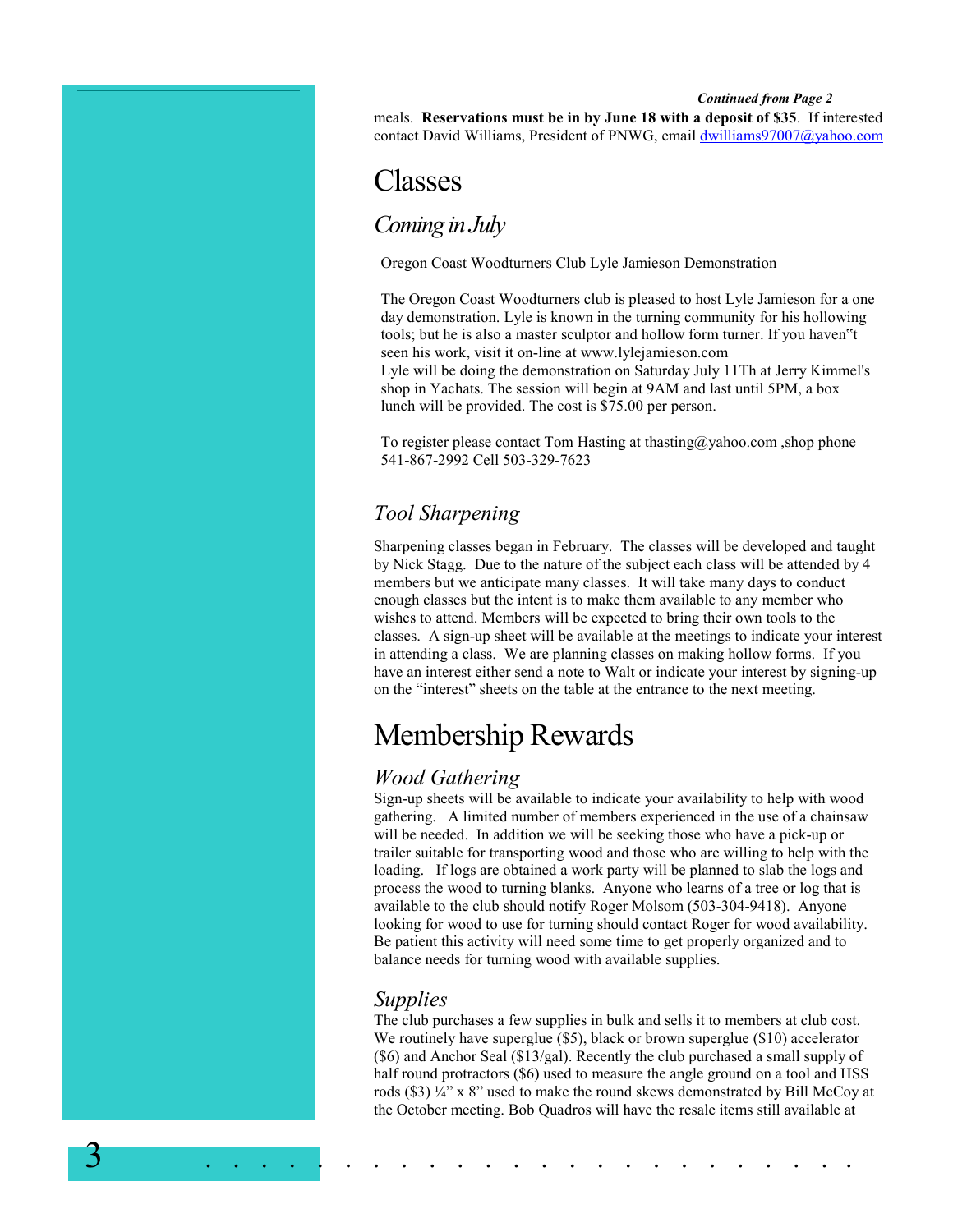*Continued from Page 2*

meals. **Reservations must be in by June 18 with a deposit of $35**. If interested contact David Williams, President of PNWG, email dwilliams97007@yahoo.com

# Classes

## *Coming in July*

Oregon Coast Woodturners Club Lyle Jamieson Demonstration

The Oregon Coast Woodturners club is pleased to host Lyle Jamieson for a one day demonstration. Lyle is known in the turning community for his hollowing tools; but he is also a master sculptor and hollow form turner. If you haven"t seen his work, visit it on-line at www.lylejamieson.com
Lyle will be doing the demonstration on Saturday July 11Th at Jerry Kimmel's shop in Yachats. The session will begin at 9AM and last until 5PM, a box lunch will be provided. The cost is $75.00 per person.

To register please contact Tom Hasting at thasting@yahoo.com ,shop phone 541-867-2992 Cell 503-329-7623

## *Tool Sharpening*

Sharpening classes began in February. The classes will be developed and taught by Nick Stagg. Due to the nature of the subject each class will be attended by 4 members but we anticipate many classes. It will take many days to conduct enough classes but the intent is to make them available to any member who wishes to attend. Members will be expected to bring their own tools to the classes. A sign-up sheet will be available at the meetings to indicate your interest in attending a class. We are planning classes on making hollow forms. If you have an interest either send a note to Walt or indicate your interest by signing-up on the "interest" sheets on the table at the entrance to the next meeting.

# Membership Rewards

## *Wood Gathering*

Sign-up sheets will be available to indicate your availability to help with wood gathering. A limited number of members experienced in the use of a chainsaw will be needed. In addition we will be seeking those who have a pick-up or trailer suitable for transporting wood and those who are willing to help with the loading. If logs are obtained a work party will be planned to slab the logs and process the wood to turning blanks. Anyone who learns of a tree or log that is available to the club should notify Roger Molsom (503-304-9418). Anyone looking for wood to use for turning should contact Roger for wood availability. Be patient this activity will need some time to get properly organized and to balance needs for turning wood with available supplies.

## *Supplies*

The club purchases a few supplies in bulk and sells it to members at club cost. We routinely have superglue ($5), black or brown superglue ($10) accelerator ($6) and Anchor Seal ($13/gal). Recently the club purchased a small supply of half round protractors ($6) used to measure the angle ground on a tool and HSS rods ($3) ¼" x 8" used to make the round skews demonstrated by Bill McCoy at the October meeting. Bob Quadros will have the resale items still available at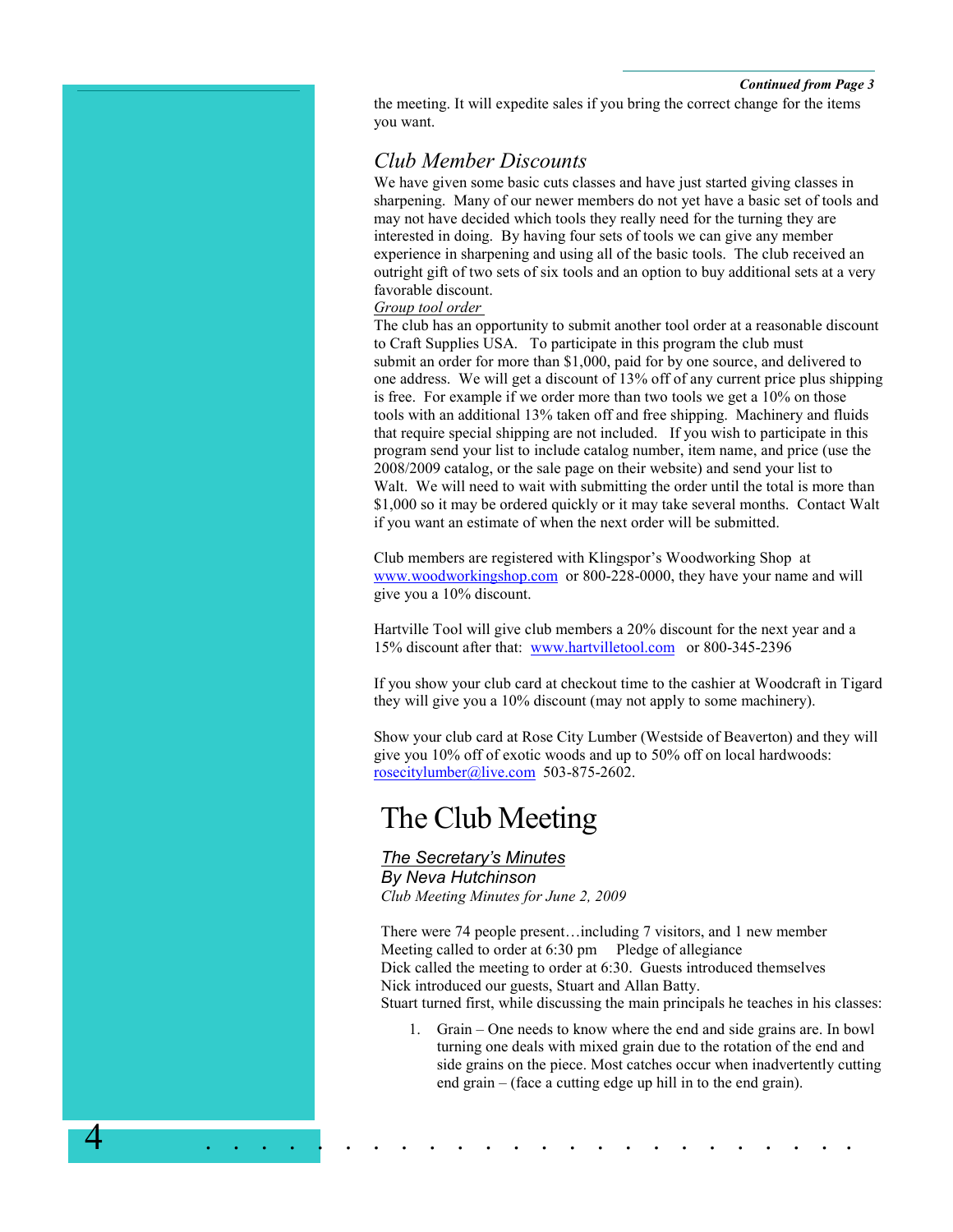*Continued from Page 3*

the meeting. It will expedite sales if you bring the correct change for the items you want.

## *Club Member Discounts*

We have given some basic cuts classes and have just started giving classes in sharpening. Many of our newer members do not yet have a basic set of tools and may not have decided which tools they really need for the turning they are interested in doing. By having four sets of tools we can give any member experience in sharpening and using all of the basic tools. The club received an outright gift of two sets of six tools and an option to buy additional sets at a very favorable discount.

*Group tool order*

The club has an opportunity to submit another tool order at a reasonable discount to Craft Supplies USA. To participate in this program the club must submit an order for more than $1,000, paid for by one source, and delivered to one address. We will get a discount of 13% off of any current price plus shipping is free. For example if we order more than two tools we get a 10% on those tools with an additional 13% taken off and free shipping. Machinery and fluids that require special shipping are not included. If you wish to participate in this program send your list to include catalog number, item name, and price (use the 2008/2009 catalog, or the sale page on their website) and send your list to Walt. We will need to wait with submitting the order until the total is more than $1,000 so it may be ordered quickly or it may take several months. Contact Walt if you want an estimate of when the next order will be submitted.

Club members are registered with Klingspor's Woodworking Shop at www.woodworkingshop.com or 800-228-0000, they have your name and will give you a 10% discount.

Hartville Tool will give club members a 20% discount for the next year and a 15% discount after that: www.hartvilletool.com or 800-345-2396

If you show your club card at checkout time to the cashier at Woodcraft in Tigard they will give you a 10% discount (may not apply to some machinery).

Show your club card at Rose City Lumber (Westside of Beaverton) and they will give you 10% off of exotic woods and up to 50% off on local hardwoods: rosecitylumber@live.com 503-875-2602.

# The Club Meeting

### *The Secretary's Minutes*

*By Neva Hutchinson*

*Club Meeting Minutes for June 2, 2009*

There were 74 people present…including 7 visitors, and 1 new member
Meeting called to order at 6:30 pm    Pledge of allegiance
Dick called the meeting to order at 6:30. Guests introduced themselves
Nick introduced our guests, Stuart and Allan Batty.
Stuart turned first, while discussing the main principals he teaches in his classes:

1. Grain – One needs to know where the end and side grains are. In bowl turning one deals with mixed grain due to the rotation of the end and side grains on the piece. Most catches occur when inadvertently cutting end grain – (face a cutting edge up hill in to the end grain).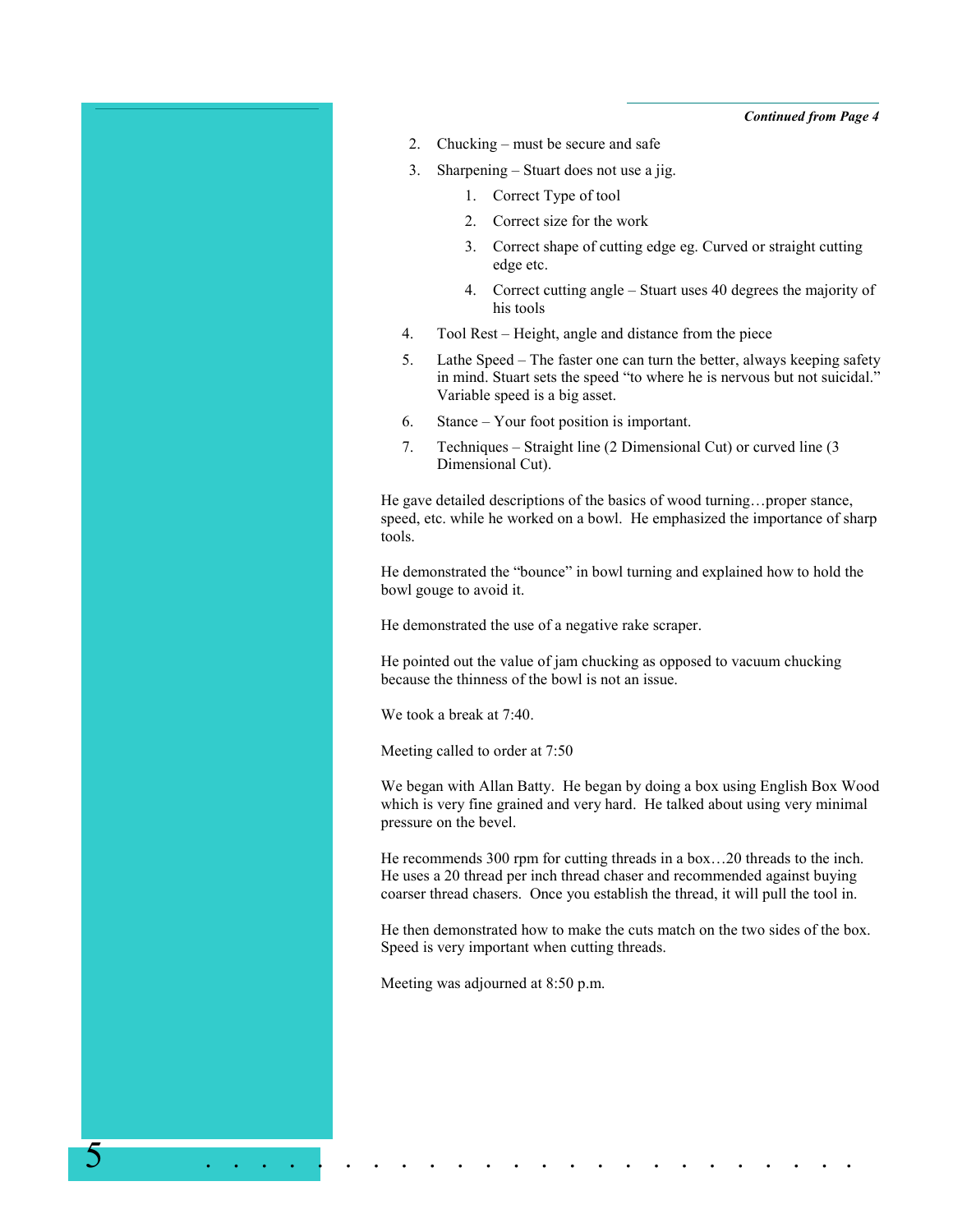*Continued from Page 4*

2. Chucking – must be secure and safe
3. Sharpening – Stuart does not use a jig.
    1. Correct Type of tool
    2. Correct size for the work
    3. Correct shape of cutting edge eg. Curved or straight cutting edge etc.
    4. Correct cutting angle – Stuart uses 40 degrees the majority of his tools
4. Tool Rest – Height, angle and distance from the piece
5. Lathe Speed – The faster one can turn the better, always keeping safety in mind. Stuart sets the speed "to where he is nervous but not suicidal." Variable speed is a big asset.
6. Stance – Your foot position is important.
7. Techniques – Straight line (2 Dimensional Cut) or curved line (3 Dimensional Cut).

He gave detailed descriptions of the basics of wood turning…proper stance, speed, etc. while he worked on a bowl. He emphasized the importance of sharp tools.

He demonstrated the "bounce" in bowl turning and explained how to hold the bowl gouge to avoid it.

He demonstrated the use of a negative rake scraper.

He pointed out the value of jam chucking as opposed to vacuum chucking because the thinness of the bowl is not an issue.

We took a break at 7:40.

Meeting called to order at 7:50

We began with Allan Batty. He began by doing a box using English Box Wood which is very fine grained and very hard. He talked about using very minimal pressure on the bevel.

He recommends 300 rpm for cutting threads in a box…20 threads to the inch. He uses a 20 thread per inch thread chaser and recommended against buying coarser thread chasers. Once you establish the thread, it will pull the tool in.

He then demonstrated how to make the cuts match on the two sides of the box. Speed is very important when cutting threads.

Meeting was adjourned at 8:50 p.m.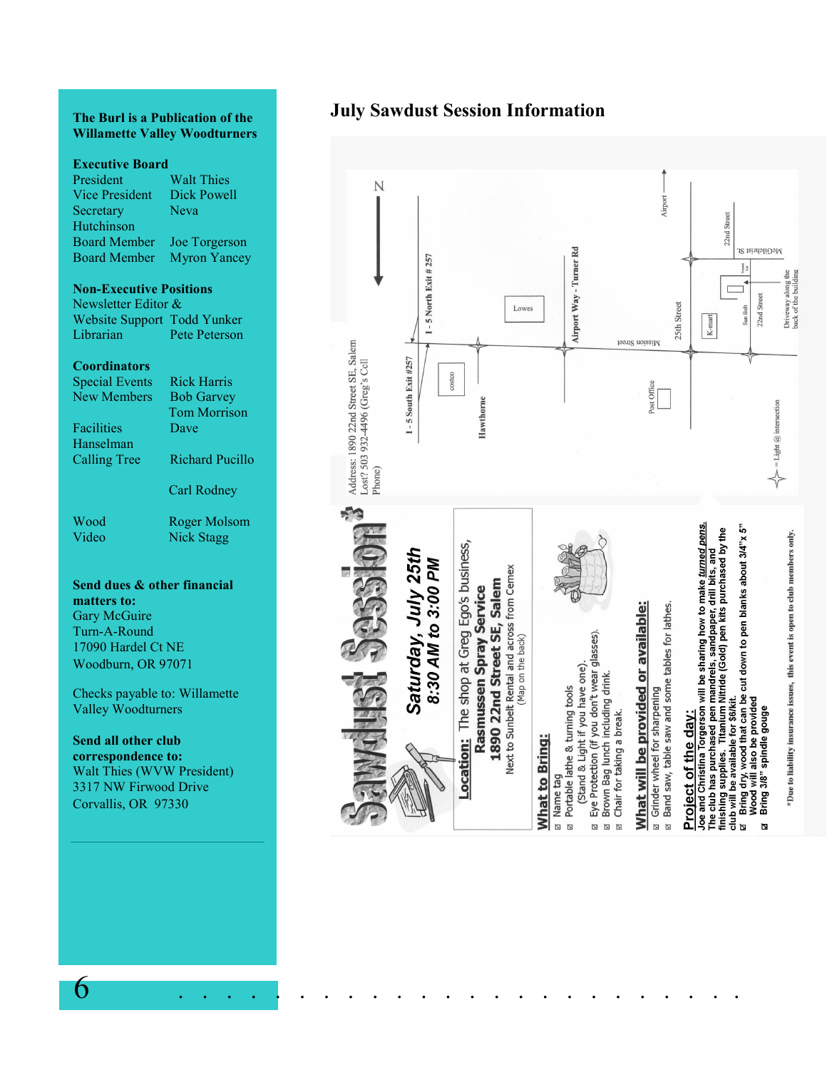**The Burl is a Publication of the Willamette Valley Woodturners**

**Executive Board**

President Walt Thies
Vice President Dick Powell
Secretary Neva Hutchinson
Board Member Joe Torgerson
Board Member Myron Yancey

**Non-Executive Positions**

Newsletter Editor & Website Support Todd Yunker
Librarian Pete Peterson

**Coordinators**

Special Events Rick Harris
New Members Bob Garvey
Tom Morrison
Facilities Dave Hanselman
Calling Tree Richard Pucillo
Carl Rodney
Wood Roger Molsom
Video Nick Stagg

**Send dues & other financial matters to:**
Gary McGuire
Turn-A-Round
17090 Hardel Ct NE
Woodburn, OR 97071

Checks payable to: Willamette Valley Woodturners

**Send all other club correspondence to:**
Walt Thies (WVW President)
3317 NW Firwood Drive
Corvallis, OR 97330

## July Sawdust Session Information

Address: 1890 22nd Street SE, Salem
Lost? 503 932-4496 (Greg's Cell Phone)

N
I - 5 South Exit #257
I - 5 North Exit # 257
costco
Hawthorne
Lowes
Airport Way - Turner Rd
Mission Street
Post Office
25th Street
K-mart
Airport
22nd Street
McGilchrist St.
Sun Belt
22nd Street
Driveway along the back of the building
= Light @ intersection

# Sawdust Session*

**Saturday, July 25th**
**8:30 AM to 3:00 PM**

**Location:** The shop at Greg Ego's business, **Rasmussen Spray Service**
**1890 22nd Street SE, Salem**
Next to Sunbelt Rental and across from Cemex
(Map on the back)

**What to Bring:**
- Name tag
- Portable lathe & turning tools (Stand & Light if you have one).
- Eye Protection (if you don't wear glasses).
- Brown Bag lunch including drink.
- Chair for taking a break.

**What will be provided or available:**
- Grinder wheel for sharpening
- Band saw, table saw and some tables for lathes.

**Project of the day:**
Joe and Christina Torgerson will be sharing how to make *turned pens.* The club has purchased pen mandrels, sandpaper, drill bits, and finishing supplies. Titanium Nitride (Gold) pen kits purchased by the club will be available for $6/kit.
- Bring dry, wood that can be cut down to pen blanks about 3/4"x 5" Wood will also be provided
- Bring 3/8" spindle gouge

*Due to liability insurance issues, this event is open to club members only.